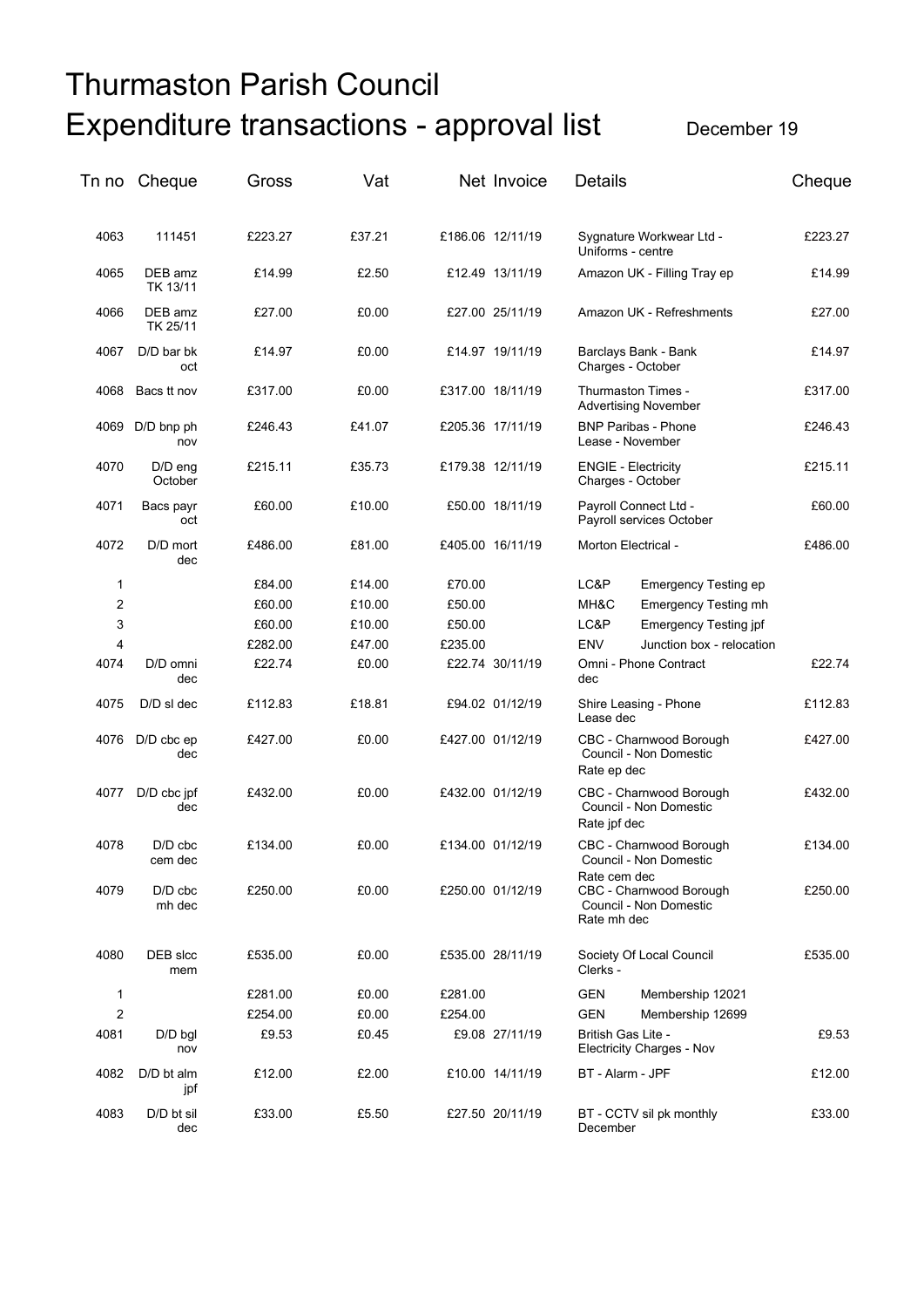# Thurmaston Parish Council

## Expenditure transactions - approval list

December 19

| Tn no | Cheque | Gross | Vat | Net | Invoice | Details | | Cheque |
|---|---|---|---|---|---|---|---|---|
| 4063 | 111451 | £223.27 | £37.21 | £186.06 | 12/11/19 | Sygnature Workwear Ltd - Uniforms - centre | | £223.27 |
| 4065 | DEB amz TK 13/11 | £14.99 | £2.50 | £12.49 | 13/11/19 | Amazon UK - Filling Tray ep | | £14.99 |
| 4066 | DEB amz TK 25/11 | £27.00 | £0.00 | £27.00 | 25/11/19 | Amazon UK - Refreshments | | £27.00 |
| 4067 | D/D bar bk oct | £14.97 | £0.00 | £14.97 | 19/11/19 | Barclays Bank - Bank Charges - October | | £14.97 |
| 4068 | Bacs tt nov | £317.00 | £0.00 | £317.00 | 18/11/19 | Thurmaston Times - Advertising November | | £317.00 |
| 4069 | D/D bnp ph nov | £246.43 | £41.07 | £205.36 | 17/11/19 | BNP Paribas - Phone Lease - November | | £246.43 |
| 4070 | D/D eng October | £215.11 | £35.73 | £179.38 | 12/11/19 | ENGIE - Electricity Charges - October | | £215.11 |
| 4071 | Bacs payr oct | £60.00 | £10.00 | £50.00 | 18/11/19 | Payroll Connect Ltd - Payroll services October | | £60.00 |
| 4072 | D/D mort dec | £486.00 | £81.00 | £405.00 | 16/11/19 | Morton Electrical - | | £486.00 |
| 1 | | £84.00 | £14.00 | £70.00 | | LC&P | Emergency Testing ep | |
| 2 | | £60.00 | £10.00 | £50.00 | | MH&C | Emergency Testing mh | |
| 3 | | £60.00 | £10.00 | £50.00 | | LC&P | Emergency Testing jpf | |
| 4 | | £282.00 | £47.00 | £235.00 | | ENV | Junction box - relocation | |
| 4074 | D/D omni dec | £22.74 | £0.00 | £22.74 | 30/11/19 | Omni - Phone Contract dec | | £22.74 |
| 4075 | D/D sl dec | £112.83 | £18.81 | £94.02 | 01/12/19 | Shire Leasing - Phone Lease dec | | £112.83 |
| 4076 | D/D cbc ep dec | £427.00 | £0.00 | £427.00 | 01/12/19 | CBC - Charnwood Borough Council - Non Domestic Rate ep dec | | £427.00 |
| 4077 | D/D cbc jpf dec | £432.00 | £0.00 | £432.00 | 01/12/19 | CBC - Charnwood Borough Council - Non Domestic Rate jpf dec | | £432.00 |
| 4078 | D/D cbc cem dec | £134.00 | £0.00 | £134.00 | 01/12/19 | CBC - Charnwood Borough Council - Non Domestic Rate cem dec | | £134.00 |
| 4079 | D/D cbc mh dec | £250.00 | £0.00 | £250.00 | 01/12/19 | CBC - Charnwood Borough Council - Non Domestic Rate mh dec | | £250.00 |
| 4080 | DEB slcc mem | £535.00 | £0.00 | £535.00 | 28/11/19 | Society Of Local Council Clerks - | | £535.00 |
| 1 | | £281.00 | £0.00 | £281.00 | | GEN | Membership 12021 | |
| 2 | | £254.00 | £0.00 | £254.00 | | GEN | Membership 12699 | |
| 4081 | D/D bgl nov | £9.53 | £0.45 | £9.08 | 27/11/19 | British Gas Lite - Electricity Charges - Nov | | £9.53 |
| 4082 | D/D bt alm jpf | £12.00 | £2.00 | £10.00 | 14/11/19 | BT - Alarm - JPF | | £12.00 |
| 4083 | D/D bt sil dec | £33.00 | £5.50 | £27.50 | 20/11/19 | BT - CCTV sil pk monthly December | | £33.00 |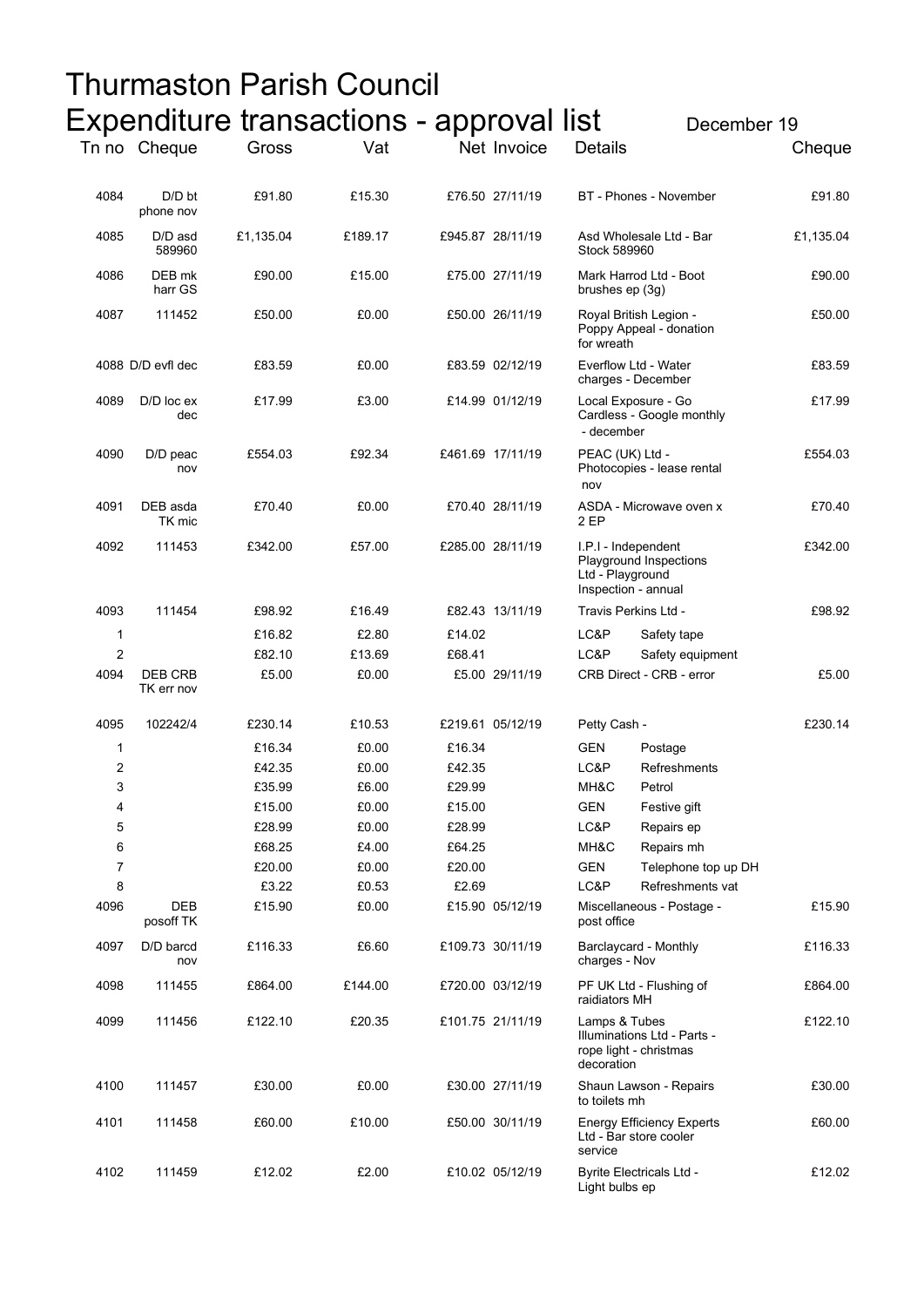# Thurmaston Parish Council

## Expenditure transactions - approval list

December 19

| Tn no | Cheque | Gross | Vat | Net | Invoice | Details | | Cheque |
|---|---|---|---|---|---|---|---|---|
| 4084 | D/D bt phone nov | £91.80 | £15.30 | £76.50 | 27/11/19 | BT - Phones - November | | £91.80 |
| 4085 | D/D asd 589960 | £1,135.04 | £189.17 | £945.87 | 28/11/19 | Asd Wholesale Ltd - Bar Stock 589960 | | £1,135.04 |
| 4086 | DEB mk harr GS | £90.00 | £15.00 | £75.00 | 27/11/19 | Mark Harrod Ltd - Boot brushes ep (3g) | | £90.00 |
| 4087 | 111452 | £50.00 | £0.00 | £50.00 | 26/11/19 | Royal British Legion - Poppy Appeal - donation for wreath | | £50.00 |
| 4088 | D/D evfl dec | £83.59 | £0.00 | £83.59 | 02/12/19 | Everflow Ltd - Water charges - December | | £83.59 |
| 4089 | D/D loc ex dec | £17.99 | £3.00 | £14.99 | 01/12/19 | Local Exposure - Go Cardless - Google monthly - december | | £17.99 |
| 4090 | D/D peac nov | £554.03 | £92.34 | £461.69 | 17/11/19 | PEAC (UK) Ltd - Photocopies - lease rental nov | | £554.03 |
| 4091 | DEB asda TK mic | £70.40 | £0.00 | £70.40 | 28/11/19 | ASDA - Microwave oven x 2 EP | | £70.40 |
| 4092 | 111453 | £342.00 | £57.00 | £285.00 | 28/11/19 | I.P.I - Independent Playground Inspections Ltd - Playground Inspection - annual | | £342.00 |
| 4093 | 111454 | £98.92 | £16.49 | £82.43 | 13/11/19 | Travis Perkins Ltd - | | £98.92 |
| 1 | | £16.82 | £2.80 | £14.02 | | LC&P | Safety tape | |
| 2 | | £82.10 | £13.69 | £68.41 | | LC&P | Safety equipment | |
| 4094 | DEB CRB TK err nov | £5.00 | £0.00 | £5.00 | 29/11/19 | CRB Direct - CRB - error | | £5.00 |
| 4095 | 102242/4 | £230.14 | £10.53 | £219.61 | 05/12/19 | Petty Cash - | | £230.14 |
| 1 | | £16.34 | £0.00 | £16.34 | | GEN | Postage | |
| 2 | | £42.35 | £0.00 | £42.35 | | LC&P | Refreshments | |
| 3 | | £35.99 | £6.00 | £29.99 | | MH&C | Petrol | |
| 4 | | £15.00 | £0.00 | £15.00 | | GEN | Festive gift | |
| 5 | | £28.99 | £0.00 | £28.99 | | LC&P | Repairs ep | |
| 6 | | £68.25 | £4.00 | £64.25 | | MH&C | Repairs mh | |
| 7 | | £20.00 | £0.00 | £20.00 | | GEN | Telephone top up DH | |
| 8 | | £3.22 | £0.53 | £2.69 | | LC&P | Refreshments vat | |
| 4096 | DEB posoff TK | £15.90 | £0.00 | £15.90 | 05/12/19 | Miscellaneous - Postage - post office | | £15.90 |
| 4097 | D/D barcd nov | £116.33 | £6.60 | £109.73 | 30/11/19 | Barclaycard - Monthly charges - Nov | | £116.33 |
| 4098 | 111455 | £864.00 | £144.00 | £720.00 | 03/12/19 | PF UK Ltd - Flushing of raidiators MH | | £864.00 |
| 4099 | 111456 | £122.10 | £20.35 | £101.75 | 21/11/19 | Lamps & Tubes Illuminations Ltd - Parts - rope light - christmas decoration | | £122.10 |
| 4100 | 111457 | £30.00 | £0.00 | £30.00 | 27/11/19 | Shaun Lawson - Repairs to toilets mh | | £30.00 |
| 4101 | 111458 | £60.00 | £10.00 | £50.00 | 30/11/19 | Energy Efficiency Experts Ltd - Bar store cooler service | | £60.00 |
| 4102 | 111459 | £12.02 | £2.00 | £10.02 | 05/12/19 | Byrite Electricals Ltd - Light bulbs ep | | £12.02 |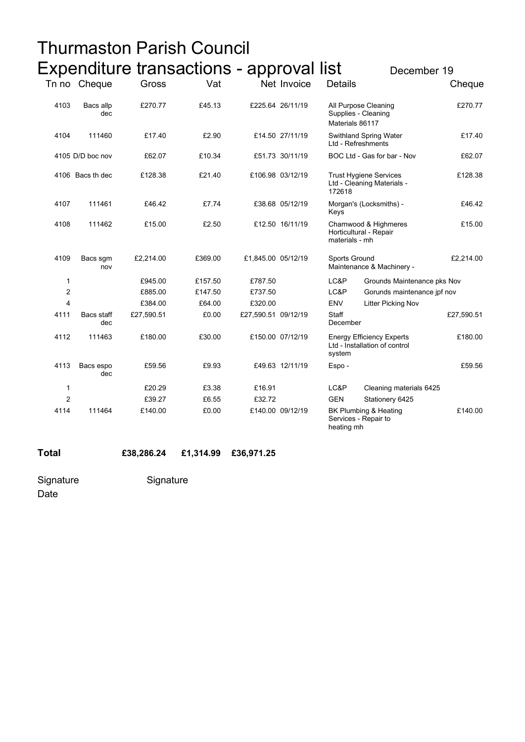# Thurmaston Parish Council

## Expenditure transactions - approval list

December 19

| Tn no | Cheque | Gross | Vat | Net | Invoice | Details | | Cheque |
|---|---|---|---|---|---|---|---|---|
| 4103 | Bacs allp dec | £270.77 | £45.13 | £225.64 | 26/11/19 | All Purpose Cleaning Supplies - Cleaning Materials 86117 | | £270.77 |
| 4104 | 111460 | £17.40 | £2.90 | £14.50 | 27/11/19 | Swithland Spring Water Ltd - Refreshments | | £17.40 |
| 4105 | D/D boc nov | £62.07 | £10.34 | £51.73 | 30/11/19 | BOC Ltd - Gas for bar - Nov | | £62.07 |
| 4106 | Bacs th dec | £128.38 | £21.40 | £106.98 | 03/12/19 | Trust Hygiene Services Ltd - Cleaning Materials - 172618 | | £128.38 |
| 4107 | 111461 | £46.42 | £7.74 | £38.68 | 05/12/19 | Morgan's (Locksmiths) - Keys | | £46.42 |
| 4108 | 111462 | £15.00 | £2.50 | £12.50 | 16/11/19 | Charnwood & Highmeres Horticultural - Repair materials - mh | | £15.00 |
| 4109 | Bacs sgm nov | £2,214.00 | £369.00 | £1,845.00 | 05/12/19 | Sports Ground Maintenance & Machinery - | | £2,214.00 |
| 1 | | £945.00 | £157.50 | £787.50 | | LC&P | Grounds Maintenance pks Nov | |
| 2 | | £885.00 | £147.50 | £737.50 | | LC&P | Gorunds maintenance jpf nov | |
| 4 | | £384.00 | £64.00 | £320.00 | | ENV | Litter Picking Nov | |
| 4111 | Bacs staff dec | £27,590.51 | £0.00 | £27,590.51 | 09/12/19 | Staff December | | £27,590.51 |
| 4112 | 111463 | £180.00 | £30.00 | £150.00 | 07/12/19 | Energy Efficiency Experts Ltd - Installation of control system | | £180.00 |
| 4113 | Bacs espo dec | £59.56 | £9.93 | £49.63 | 12/11/19 | Espo - | | £59.56 |
| 1 | | £20.29 | £3.38 | £16.91 | | LC&P | Cleaning materials 6425 | |
| 2 | | £39.27 | £6.55 | £32.72 | | GEN | Stationery 6425 | |
| 4114 | 111464 | £140.00 | £0.00 | £140.00 | 09/12/19 | BK Plumbing & Heating Services - Repair to heating mh | | £140.00 |
| **Total** | | **£38,286.24** | **£1,314.99** | **£36,971.25** | | | | |

Signature Signature

Date